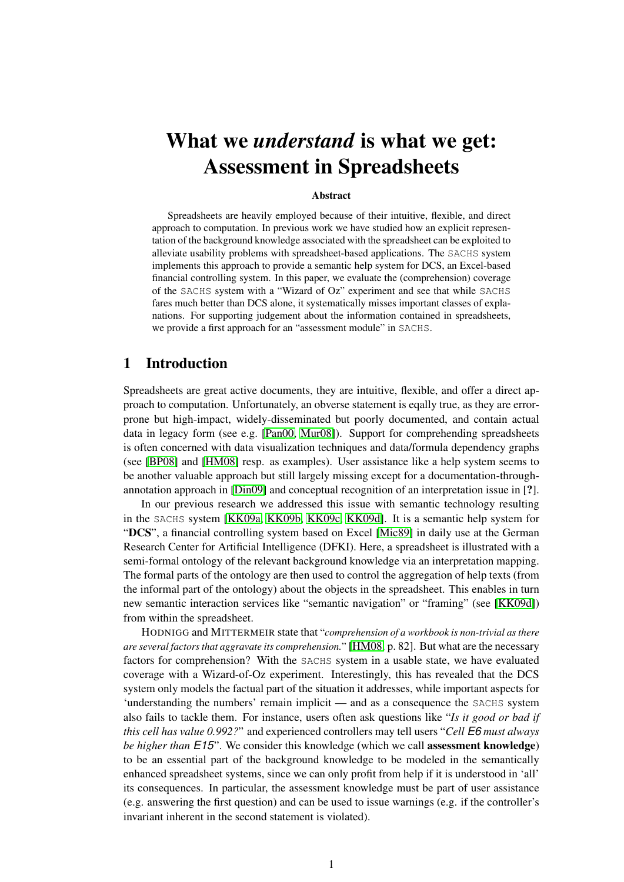# What we *understand* is what we get: Assessment in Spreadsheets

**Abstract**

Spreadsheets are heavily employed because of their intuitive, flexible, and direct approach to computation. In previous work we have studied how an explicit representation of the background knowledge associated with the spreadsheet can be exploited to alleviate usability problems with spreadsheet-based applications. The SACHS system implements this approach to provide a semantic help system for DCS, an Excel-based financial controlling system. In this paper, we evaluate the (comprehension) coverage of the SACHS system with a "Wizard of Oz" experiment and see that while SACHS fares much better than DCS alone, it systematically misses important classes of explanations. For supporting judgement about the information contained in spreadsheets, we provide a first approach for an "assessment module" in SACHS.

## 1 Introduction

Spreadsheets are great active documents, they are intuitive, flexible, and offer a direct approach to computation. Unfortunately, an obverse statement is eqally true, as they are error-prone but high-impact, widely-disseminated but poorly documented, and contain actual data in legacy form (see e.g. [Pan00, Mur08]). Support for comprehending spreadsheets is often concerned with data visualization techniques and data/formula dependency graphs (see [BP08] and [HM08] resp. as examples). User assistance like a help system seems to be another valuable approach but still largely missing except for a documentation-through-annotation approach in [Din09] and conceptual recognition of an interpretation issue in [**?**].

In our previous research we addressed this issue with semantic technology resulting in the SACHS system [KK09a, KK09b, KK09c, KK09d]. It is a semantic help system for "**DCS**", a financial controlling system based on Excel [Mic89] in daily use at the German Research Center for Artificial Intelligence (DFKI). Here, a spreadsheet is illustrated with a semi-formal ontology of the relevant background knowledge via an interpretation mapping. The formal parts of the ontology are then used to control the aggregation of help texts (from the informal part of the ontology) about the objects in the spreadsheet. This enables in turn new semantic interaction services like "semantic navigation" or "framing" (see [KK09d]) from within the spreadsheet.

HODNIGG and MITTERMEIR state that "*comprehension of a workbook is non-trivial as there are several factors that aggravate its comprehension.*" [HM08, p. 82]. But what are the necessary factors for comprehension? With the SACHS system in a usable state, we have evaluated coverage with a Wizard-of-Oz experiment. Interestingly, this has revealed that the DCS system only models the factual part of the situation it addresses, while important aspects for 'understanding the numbers' remain implicit — and as a consequence the SACHS system also fails to tackle them. For instance, users often ask questions like "*Is it good or bad if this cell has value 0.992?*" and experienced controllers may tell users "*Cell E6 must always be higher than E15*". We consider this knowledge (which we call **assessment knowledge**) to be an essential part of the background knowledge to be modeled in the semantically enhanced spreadsheet systems, since we can only profit from help if it is understood in 'all' its consequences. In particular, the assessment knowledge must be part of user assistance (e.g. answering the first question) and can be used to issue warnings (e.g. if the controller's invariant inherent in the second statement is violated).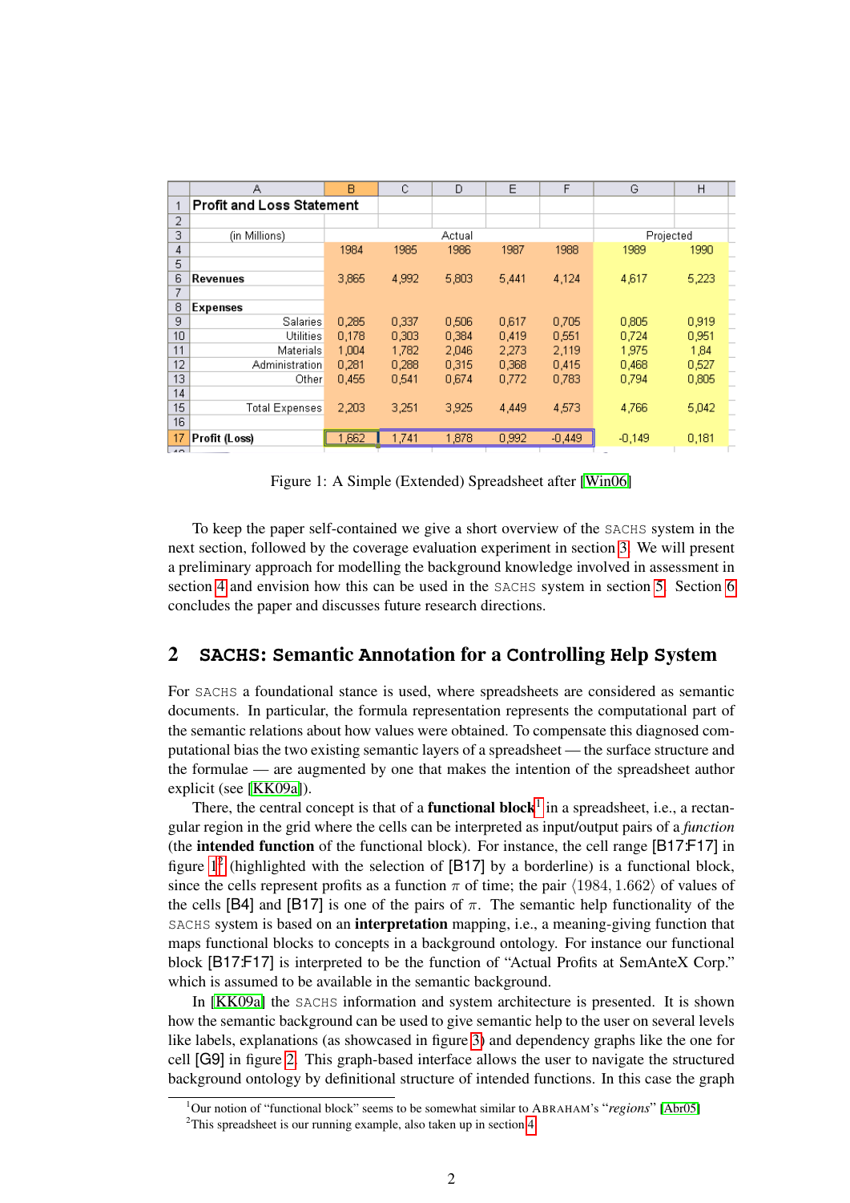|  | A | B | C | D | E | F | G | H |
|---|---|---|---|---|---|---|---|---|
| 1 | **Profit and Loss Statement** |  |  |  |  |  |  |  |
| 2 |  |  |  |  |  |  |  |  |
| 3 | (in Millions) |  |  | Actual |  |  | Projected |  |
| 4 |  | 1984 | 1985 | 1986 | 1987 | 1988 | 1989 | 1990 |
| 5 |  |  |  |  |  |  |  |  |
| 6 | **Revenues** | 3,865 | 4,992 | 5,803 | 5,441 | 4,124 | 4,617 | 5,223 |
| 7 |  |  |  |  |  |  |  |  |
| 8 | **Expenses** |  |  |  |  |  |  |  |
| 9 | Salaries | 0,285 | 0,337 | 0,506 | 0,617 | 0,705 | 0,805 | 0,919 |
| 10 | Utilities | 0,178 | 0,303 | 0,384 | 0,419 | 0,551 | 0,724 | 0,951 |
| 11 | Materials | 1,004 | 1,782 | 2,046 | 2,273 | 2,119 | 1,975 | 1,84 |
| 12 | Administration | 0,281 | 0,288 | 0,315 | 0,368 | 0,415 | 0,468 | 0,527 |
| 13 | Other | 0,455 | 0,541 | 0,674 | 0,772 | 0,783 | 0,794 | 0,805 |
| 14 |  |  |  |  |  |  |  |  |
| 15 | Total Expenses | 2,203 | 3,251 | 3,925 | 4,449 | 4,573 | 4,766 | 5,042 |
| 16 |  |  |  |  |  |  |  |  |
| 17 | **Profit (Loss)** | 1,662 | 1,741 | 1,878 | 0,992 | -0,449 | -0,149 | 0,181 |

Figure 1: A Simple (Extended) Spreadsheet after [Win06]

To keep the paper self-contained we give a short overview of the SACHS system in the next section, followed by the coverage evaluation experiment in section 3. We will present a preliminary approach for modelling the background knowledge involved in assessment in section 4 and envision how this can be used in the SACHS system in section 5. Section 6 concludes the paper and discusses future research directions.

## 2 SACHS: Semantic Annotation for a Controlling Help System

For SACHS a foundational stance is used, where spreadsheets are considered as semantic documents. In particular, the formula representation represents the computational part of the semantic relations about how values were obtained. To compensate this diagnosed computational bias the two existing semantic layers of a spreadsheet — the surface structure and the formulae — are augmented by one that makes the intention of the spreadsheet author explicit (see [KK09a]).

There, the central concept is that of a **functional block**[1] in a spreadsheet, i.e., a rectangular region in the grid where the cells can be interpreted as input/output pairs of a *function* (the **intended function** of the functional block). For instance, the cell range [B17:F17] in figure 1[2] (highlighted with the selection of [B17] by a borderline) is a functional block, since the cells represent profits as a function $\pi$ of time; the pair $\langle 1984, 1.662 \rangle$ of values of the cells [B4] and [B17] is one of the pairs of $\pi$. The semantic help functionality of the SACHS system is based on an **interpretation** mapping, i.e., a meaning-giving function that maps functional blocks to concepts in a background ontology. For instance our functional block [B17:F17] is interpreted to be the function of "Actual Profits at SemAnteX Corp." which is assumed to be available in the semantic background.

In [KK09a] the SACHS information and system architecture is presented. It is shown how the semantic background can be used to give semantic help to the user on several levels like labels, explanations (as showcased in figure 3) and dependency graphs like the one for cell [G9] in figure 2. This graph-based interface allows the user to navigate the structured background ontology by definitional structure of intended functions. In this case the graph

[1] Our notion of "functional block" seems to be somewhat similar to ABRAHAM's "*regions*" [Abr05]

[2] This spreadsheet is our running example, also taken up in section 4.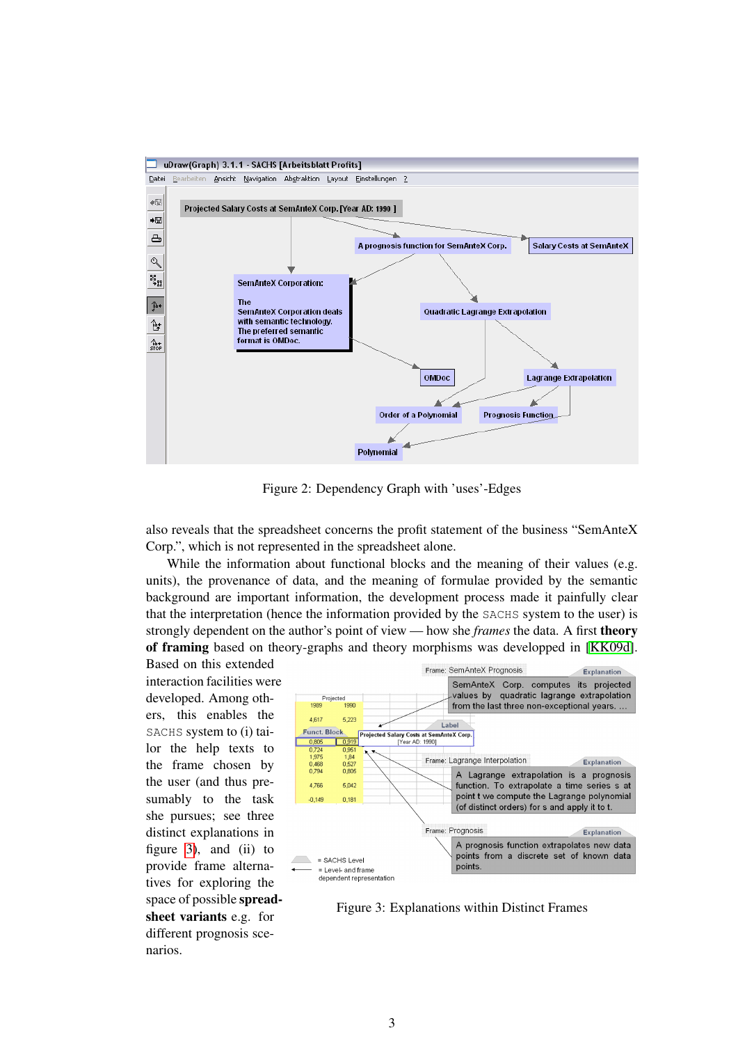Figure 2: Dependency Graph with 'uses'-Edges

also reveals that the spreadsheet concerns the profit statement of the business "SemAnteX Corp.", which is not represented in the spreadsheet alone.

While the information about functional blocks and the meaning of their values (e.g. units), the provenance of data, and the meaning of formulae provided by the semantic background are important information, the development process made it painfully clear that the interpretation (hence the information provided by the SACHS system to the user) is strongly dependent on the author's point of view — how she *frames* the data. A first **theory of framing** based on theory-graphs and theory morphisms was developped in [KK09d]. Based on this extended interaction facilities were developed. Among others, this enables the SACHS system to (i) tailor the help texts to the frame chosen by the user (and thus presumably to the task she pursues; see three distinct explanations in figure 3), and (ii) to provide frame alternatives for exploring the space of possible **spreadsheet variants** e.g. for different prognosis scenarios.

Figure 3: Explanations within Distinct Frames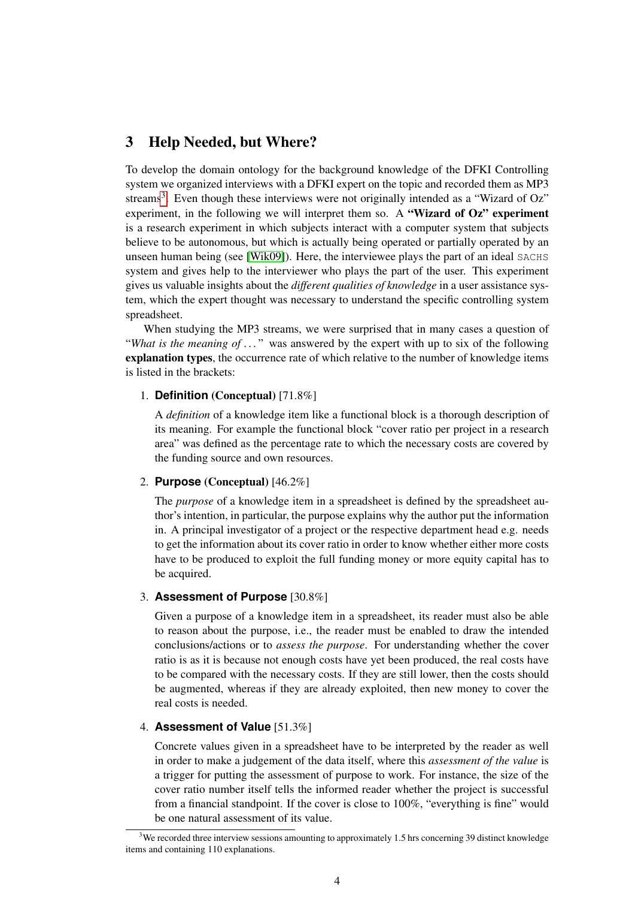## 3 Help Needed, but Where?

To develop the domain ontology for the background knowledge of the DFKI Controlling system we organized interviews with a DFKI expert on the topic and recorded them as MP3 streams[3]. Even though these interviews were not originally intended as a "Wizard of Oz" experiment, in the following we will interpret them so. A **"Wizard of Oz" experiment** is a research experiment in which subjects interact with a computer system that subjects believe to be autonomous, but which is actually being operated or partially operated by an unseen human being (see [Wik09]). Here, the interviewee plays the part of an ideal SACHS system and gives help to the interviewer who plays the part of the user. This experiment gives us valuable insights about the *different qualities of knowledge* in a user assistance system, which the expert thought was necessary to understand the specific controlling system spreadsheet.

When studying the MP3 streams, we were surprised that in many cases a question of "*What is the meaning of ...*" was answered by the expert with up to six of the following **explanation types**, the occurrence rate of which relative to the number of knowledge items is listed in the brackets:

1. **Definition (Conceptual)** [71.8%]

   A *definition* of a knowledge item like a functional block is a thorough description of its meaning. For example the functional block "cover ratio per project in a research area" was defined as the percentage rate to which the necessary costs are covered by the funding source and own resources.

2. **Purpose (Conceptual)** [46.2%]

   The *purpose* of a knowledge item in a spreadsheet is defined by the spreadsheet author's intention, in particular, the purpose explains why the author put the information in. A principal investigator of a project or the respective department head e.g. needs to get the information about its cover ratio in order to know whether either more costs have to be produced to exploit the full funding money or more equity capital has to be acquired.

3. **Assessment of Purpose** [30.8%]

   Given a purpose of a knowledge item in a spreadsheet, its reader must also be able to reason about the purpose, i.e., the reader must be enabled to draw the intended conclusions/actions or to *assess the purpose*. For understanding whether the cover ratio is as it is because not enough costs have yet been produced, the real costs have to be compared with the necessary costs. If they are still lower, then the costs should be augmented, whereas if they are already exploited, then new money to cover the real costs is needed.

4. **Assessment of Value** [51.3%]

   Concrete values given in a spreadsheet have to be interpreted by the reader as well in order to make a judgement of the data itself, where this *assessment of the value* is a trigger for putting the assessment of purpose to work. For instance, the size of the cover ratio number itself tells the informed reader whether the project is successful from a financial standpoint. If the cover is close to 100%, "everything is fine" would be one natural assessment of its value.

[3] We recorded three interview sessions amounting to approximately 1.5 hrs concerning 39 distinct knowledge items and containing 110 explanations.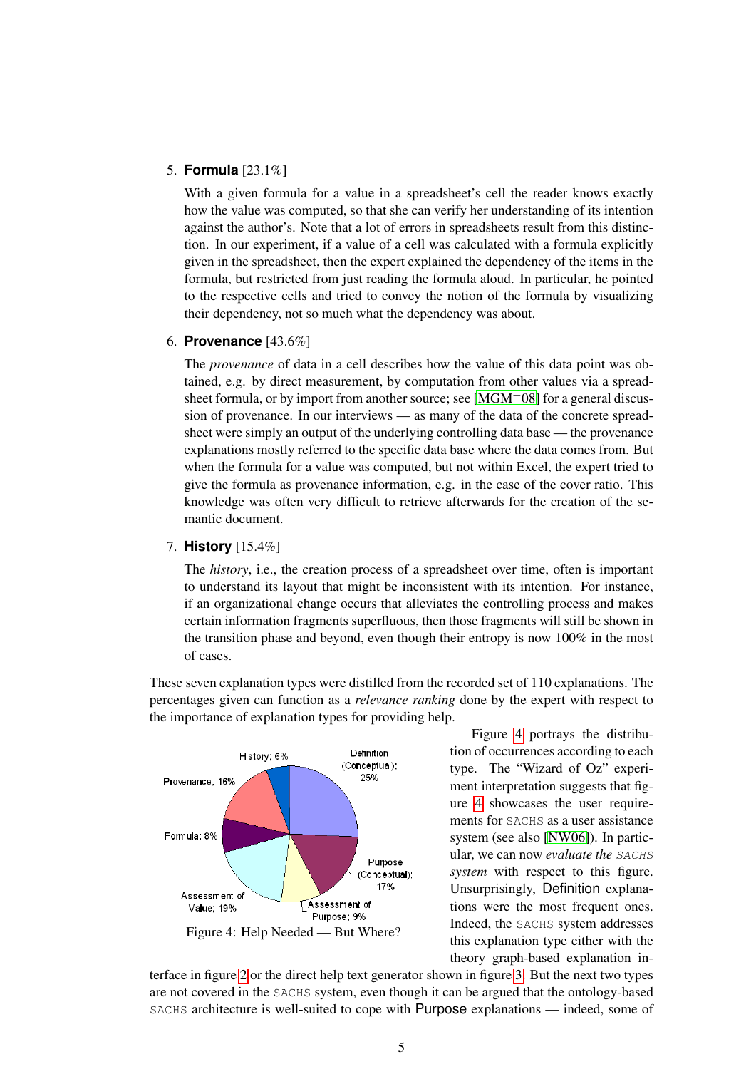5. **Formula** [23.1%]

   With a given formula for a value in a spreadsheet's cell the reader knows exactly how the value was computed, so that she can verify her understanding of its intention against the author's. Note that a lot of errors in spreadsheets result from this distinction. In our experiment, if a value of a cell was calculated with a formula explicitly given in the spreadsheet, then the expert explained the dependency of the items in the formula, but restricted from just reading the formula aloud. In particular, he pointed to the respective cells and tried to convey the notion of the formula by visualizing their dependency, not so much what the dependency was about.

6. **Provenance** [43.6%]

   The *provenance* of data in a cell describes how the value of this data point was obtained, e.g. by direct measurement, by computation from other values via a spreadsheet formula, or by import from another source; see [MGM+08] for a general discussion of provenance. In our interviews — as many of the data of the concrete spreadsheet were simply an output of the underlying controlling data base — the provenance explanations mostly referred to the specific data base where the data comes from. But when the formula for a value was computed, but not within Excel, the expert tried to give the formula as provenance information, e.g. in the case of the cover ratio. This knowledge was often very difficult to retrieve afterwards for the creation of the semantic document.

7. **History** [15.4%]

   The *history*, i.e., the creation process of a spreadsheet over time, often is important to understand its layout that might be inconsistent with its intention. For instance, if an organizational change occurs that alleviates the controlling process and makes certain information fragments superfluous, then those fragments will still be shown in the transition phase and beyond, even though their entropy is now 100% in the most of cases.

These seven explanation types were distilled from the recorded set of 110 explanations. The percentages given can function as a *relevance ranking* done by the expert with respect to the importance of explanation types for providing help.

History; 6% — Definition (Conceptual); 25% — Provenance; 16% — Formula; 8% — Purpose (Conceptual); 17% — Assessment of Value; 19% — Assessment of Purpose; 9%

Figure 4: Help Needed — But Where?

Figure 4 portrays the distribution of occurrences according to each type. The "Wizard of Oz" experiment interpretation suggests that figure 4 showcases the user requirements for SACHS as a user assistance system (see also [NW06]). In particular, we can now *evaluate the SACHS system* with respect to this figure. Unsurprisingly, Definition explanations were the most frequent ones. Indeed, the SACHS system addresses this explanation type either with the theory graph-based explanation interface in figure 2 or the direct help text generator shown in figure 3. But the next two types are not covered in the SACHS system, even though it can be argued that the ontology-based SACHS architecture is well-suited to cope with Purpose explanations — indeed, some of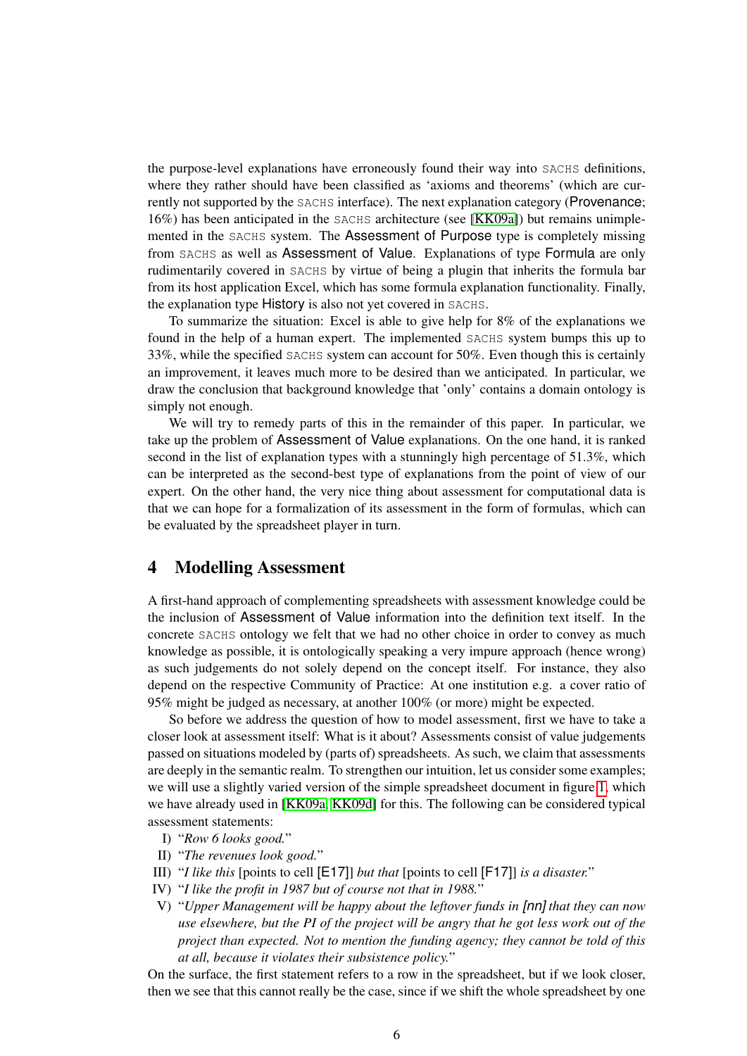the purpose-level explanations have erroneously found their way into SACHS definitions, where they rather should have been classified as 'axioms and theorems' (which are currently not supported by the SACHS interface). The next explanation category (Provenance; 16%) has been anticipated in the SACHS architecture (see [KK09a]) but remains unimplemented in the SACHS system. The Assessment of Purpose type is completely missing from SACHS as well as Assessment of Value. Explanations of type Formula are only rudimentarily covered in SACHS by virtue of being a plugin that inherits the formula bar from its host application Excel, which has some formula explanation functionality. Finally, the explanation type History is also not yet covered in SACHS.

To summarize the situation: Excel is able to give help for 8% of the explanations we found in the help of a human expert. The implemented SACHS system bumps this up to 33%, while the specified SACHS system can account for 50%. Even though this is certainly an improvement, it leaves much more to be desired than we anticipated. In particular, we draw the conclusion that background knowledge that 'only' contains a domain ontology is simply not enough.

We will try to remedy parts of this in the remainder of this paper. In particular, we take up the problem of Assessment of Value explanations. On the one hand, it is ranked second in the list of explanation types with a stunningly high percentage of 51.3%, which can be interpreted as the second-best type of explanations from the point of view of our expert. On the other hand, the very nice thing about assessment for computational data is that we can hope for a formalization of its assessment in the form of formulas, which can be evaluated by the spreadsheet player in turn.

## 4 Modelling Assessment

A first-hand approach of complementing spreadsheets with assessment knowledge could be the inclusion of Assessment of Value information into the definition text itself. In the concrete SACHS ontology we felt that we had no other choice in order to convey as much knowledge as possible, it is ontologically speaking a very impure approach (hence wrong) as such judgements do not solely depend on the concept itself. For instance, they also depend on the respective Community of Practice: At one institution e.g. a cover ratio of 95% might be judged as necessary, at another 100% (or more) might be expected.

So before we address the question of how to model assessment, first we have to take a closer look at assessment itself: What is it about? Assessments consist of value judgements passed on situations modeled by (parts of) spreadsheets. As such, we claim that assessments are deeply in the semantic realm. To strengthen our intuition, let us consider some examples; we will use a slightly varied version of the simple spreadsheet document in figure 1, which we have already used in [KK09a, KK09d] for this. The following can be considered typical assessment statements:

I) "*Row 6 looks good.*"
II) "*The revenues look good.*"
III) "*I like this* [points to cell [E17]] *but that* [points to cell [F17]] *is a disaster.*"
IV) "*I like the profit in 1987 but of course not that in 1988.*"
V) "*Upper Management will be happy about the leftover funds in [nn] that they can now use elsewhere, but the PI of the project will be angry that he got less work out of the project than expected. Not to mention the funding agency; they cannot be told of this at all, because it violates their subsistence policy.*"

On the surface, the first statement refers to a row in the spreadsheet, but if we look closer, then we see that this cannot really be the case, since if we shift the whole spreadsheet by one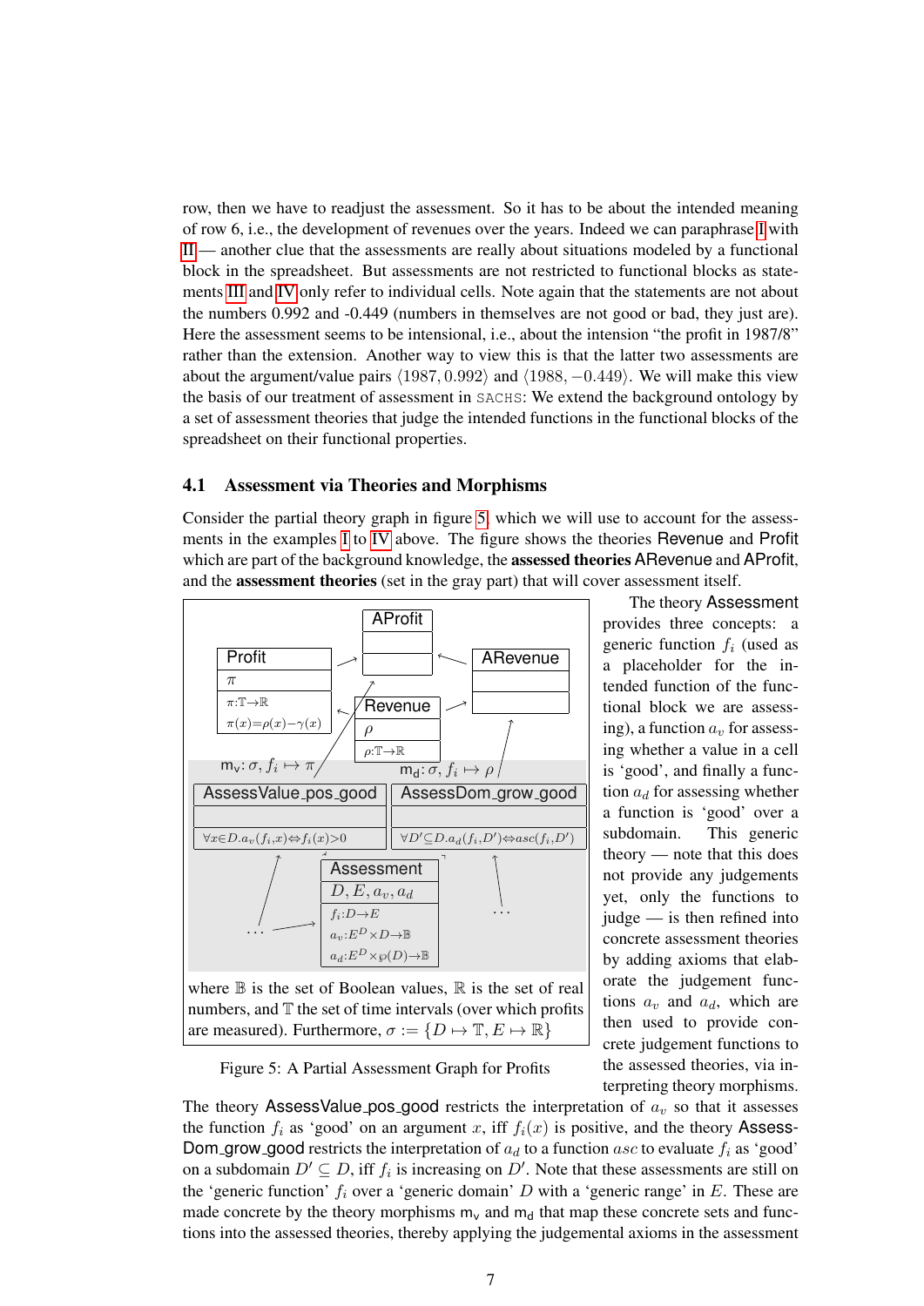row, then we have to readjust the assessment. So it has to be about the intended meaning of row 6, i.e., the development of revenues over the years. Indeed we can paraphrase I with II — another clue that the assessments are really about situations modeled by a functional block in the spreadsheet. But assessments are not restricted to functional blocks as statements III and IV only refer to individual cells. Note again that the statements are not about the numbers 0.992 and -0.449 (numbers in themselves are not good or bad, they just are). Here the assessment seems to be intensional, i.e., about the intension "the profit in 1987/8" rather than the extension. Another way to view this is that the latter two assessments are about the argument/value pairs $\langle 1987, 0.992\rangle$ and $\langle 1988, -0.449\rangle$. We will make this view the basis of our treatment of assessment in SACHS: We extend the background ontology by a set of assessment theories that judge the intended functions in the functional blocks of the spreadsheet on their functional properties.

### 4.1 Assessment via Theories and Morphisms

Consider the partial theory graph in figure 5, which we will use to account for the assessments in the examples I to IV above. The figure shows the theories Revenue and Profit which are part of the background knowledge, the **assessed theories** ARevenue and AProfit, and the **assessment theories** (set in the gray part) that will cover assessment itself.

| AProfit |
|---|
| |
| |

| Profit |
|---|
| $\pi$ |
| $\pi{:}\mathbb{T}{\to}\mathbb{R}$ <br> $\pi(x){=}\rho(x){-}\gamma(x)$ |

| ARevenue |
|---|
| |
| |

| Revenue |
|---|
| $\rho$ |
| $\rho{:}\mathbb{T}{\to}\mathbb{R}$ |

$\mathsf{m_v}$: $\sigma, f_i \mapsto \pi$ $\qquad$ $\mathsf{m_d}$: $\sigma, f_i \mapsto \rho$

| AssessValue_pos_good |
|---|
| |
| $\forall x{\in}D.a_v(f_i,x){\Leftrightarrow}f_i(x){>}0$ |

| AssessDom_grow_good |
|---|
| |
| $\forall D'{\subseteq}D.a_d(f_i,D'){\Leftrightarrow}asc(f_i,D')$ |

| Assessment |
|---|
| $D, E, a_v, a_d$ |
| $f_i{:}D{\to}E$ <br> $a_v{:}E^D{\times}D{\to}\mathbb{B}$ <br> $a_d{:}E^D{\times}\wp(D){\to}\mathbb{B}$ |

where $\mathbb{B}$ is the set of Boolean values, $\mathbb{R}$ is the set of real numbers, and $\mathbb{T}$ the set of time intervals (over which profits are measured). Furthermore, $\sigma := \{D \mapsto \mathbb{T}, E \mapsto \mathbb{R}\}$

Figure 5: A Partial Assessment Graph for Profits

The theory Assessment provides three concepts: a generic function $f_i$ (used as a placeholder for the intended function of the functional block we are assessing), a function $a_v$ for assessing whether a value in a cell is 'good', and finally a function $a_d$ for assessing whether a function is 'good' over a subdomain. This generic theory — note that this does not provide any judgements yet, only the functions to judge — is then refined into concrete assessment theories by adding axioms that elaborate the judgement functions $a_v$ and $a_d$, which are then used to provide concrete judgement functions to the assessed theories, via interpreting theory morphisms.

The theory AssessValue_pos_good restricts the interpretation of $a_v$ so that it assesses the function $f_i$ as 'good' on an argument $x$, iff $f_i(x)$ is positive, and the theory AssessDom_grow_good restricts the interpretation of $a_d$ to a function $asc$ to evaluate $f_i$ as 'good' on a subdomain $D' \subseteq D$, iff $f_i$ is increasing on $D'$. Note that these assessments are still on the 'generic function' $f_i$ over a 'generic domain' $D$ with a 'generic range' in $E$. These are made concrete by the theory morphisms $\mathsf{m_v}$ and $\mathsf{m_d}$ that map these concrete sets and functions into the assessed theories, thereby applying the judgemental axioms in the assessment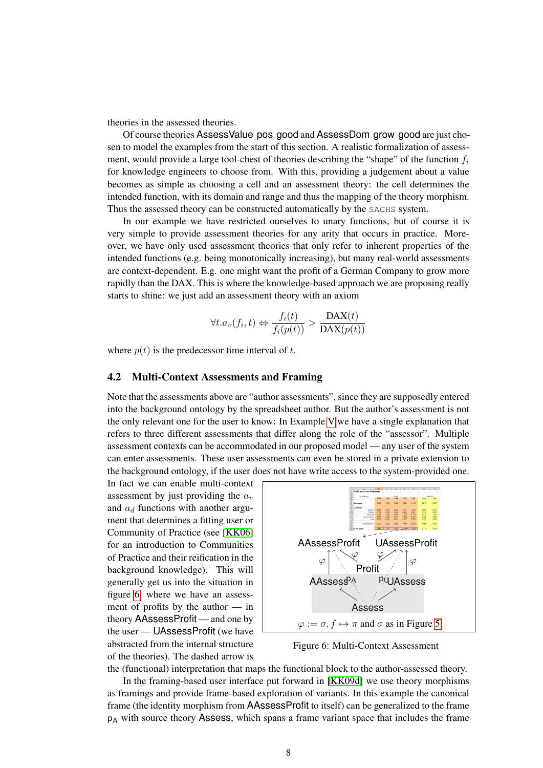theories in the assessed theories.

Of course theories AssessValue_pos_good and AssessDom_grow_good are just chosen to model the examples from the start of this section. A realistic formalization of assessment, would provide a large tool-chest of theories describing the "shape" of the function $f_i$ for knowledge engineers to choose from. With this, providing a judgement about a value becomes as simple as choosing a cell and an assessment theory: the cell determines the intended function, with its domain and range and thus the mapping of the theory morphism. Thus the assessed theory can be constructed automatically by the SACHS system.

In our example we have restricted ourselves to unary functions, but of course it is very simple to provide assessment theories for any arity that occurs in practice. Moreover, we have only used assessment theories that only refer to inherent properties of the intended functions (e.g. being monotonically increasing), but many real-world assessments are context-dependent. E.g. one might want the profit of a German Company to grow more rapidly than the DAX. This is where the knowledge-based approach we are proposing really starts to shine: we just add an assessment theory with an axiom

$$\forall t. a_v(f_i, t) \Leftrightarrow \frac{f_i(t)}{f_i(p(t))} > \frac{\mathrm{DAX}(t)}{\mathrm{DAX}(p(t))}$$

where $p(t)$ is the predecessor time interval of $t$.

## 4.2 Multi-Context Assessments and Framing

Note that the assessments above are "author assessments", since they are supposedly entered into the background ontology by the spreadsheet author. But the author's assessment is not the only relevant one for the user to know: In Example V we have a single explanation that refers to three different assessments that differ along the role of the "assessor". Multiple assessment contexts can be accommodated in our proposed model — any user of the system can enter assessments. These user assessments can even be stored in a private extension to the background ontology, if the user does not have write access to the system-provided one. In fact we can enable multi-context assessment by just providing the $a_v$ and $a_d$ functions with another argument that determines a fitting user or Community of Practice (see [KK06] for an introduction to Communities of Practice and their reification in the background knowledge). This will generally get us into the situation in figure 6, where we have an assessment of profits by the author — in theory AAssessProfit — and one by the user — UAssessProfit (we have abstracted from the internal structure of the theories). The dashed arrow is the (functional) interpretation that maps the functional block to the author-assessed theory.

$\varphi := \sigma, f \mapsto \pi$ and $\sigma$ as in Figure 5

Figure 6: Multi-Context Assessment

In the framing-based user interface put forward in [KK09d] we use theory morphisms as framings and provide frame-based exploration of variants. In this example the canonical frame (the identity morphism from AAssessProfit to itself) can be generalized to the frame $p_A$ with source theory Assess, which spans a frame variant space that includes the frame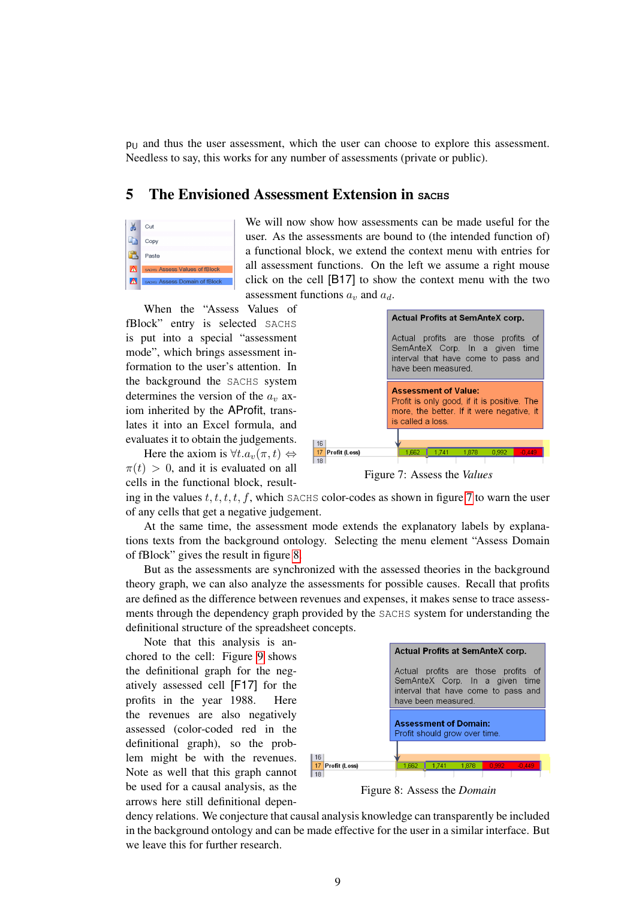$p_U$ and thus the user assessment, which the user can choose to explore this assessment. Needless to say, this works for any number of assessments (private or public).

## 5 The Envisioned Assessment Extension in SACHS

We will now show how assessments can be made useful for the user. As the assessments are bound to (the intended function of) a functional block, we extend the context menu with entries for all assessment functions. On the left we assume a right mouse click on the cell [B17] to show the context menu with the two assessment functions $a_v$ and $a_d$.

When the "Assess Values of fBlock" entry is selected SACHS is put into a special "assessment mode", which brings assessment information to the user's attention. In the background the SACHS system determines the version of the $a_v$ axiom inherited by the AProfit, translates it into an Excel formula, and evaluates it to obtain the judgements.

Here the axiom is $\forall t. a_v(\pi, t) \Leftrightarrow \pi(t) > 0$, and it is evaluated on all cells in the functional block, resulting in the values $t, t, t, t, f$, which SACHS color-codes as shown in figure 7 to warn the user of any cells that get a negative judgement.

Figure 7: Assess the *Values*

At the same time, the assessment mode extends the explanatory labels by explanations texts from the background ontology. Selecting the menu element "Assess Domain of fBlock" gives the result in figure 8.

But as the assessments are synchronized with the assessed theories in the background theory graph, we can also analyze the assessments for possible causes. Recall that profits are defined as the difference between revenues and expenses, it makes sense to trace assessments through the dependency graph provided by the SACHS system for understanding the definitional structure of the spreadsheet concepts.

Note that this analysis is anchored to the cell: Figure 9 shows the definitional graph for the negatively assessed cell [F17] for the profits in the year 1988. Here the revenues are also negatively assessed (color-coded red in the definitional graph), so the problem might be with the revenues. Note as well that this graph cannot be used for a causal analysis, as the arrows here still definitional dependency relations. We conjecture that causal analysis knowledge can transparently be included in the background ontology and can be made effective for the user in a similar interface. But we leave this for further research.

Figure 8: Assess the *Domain*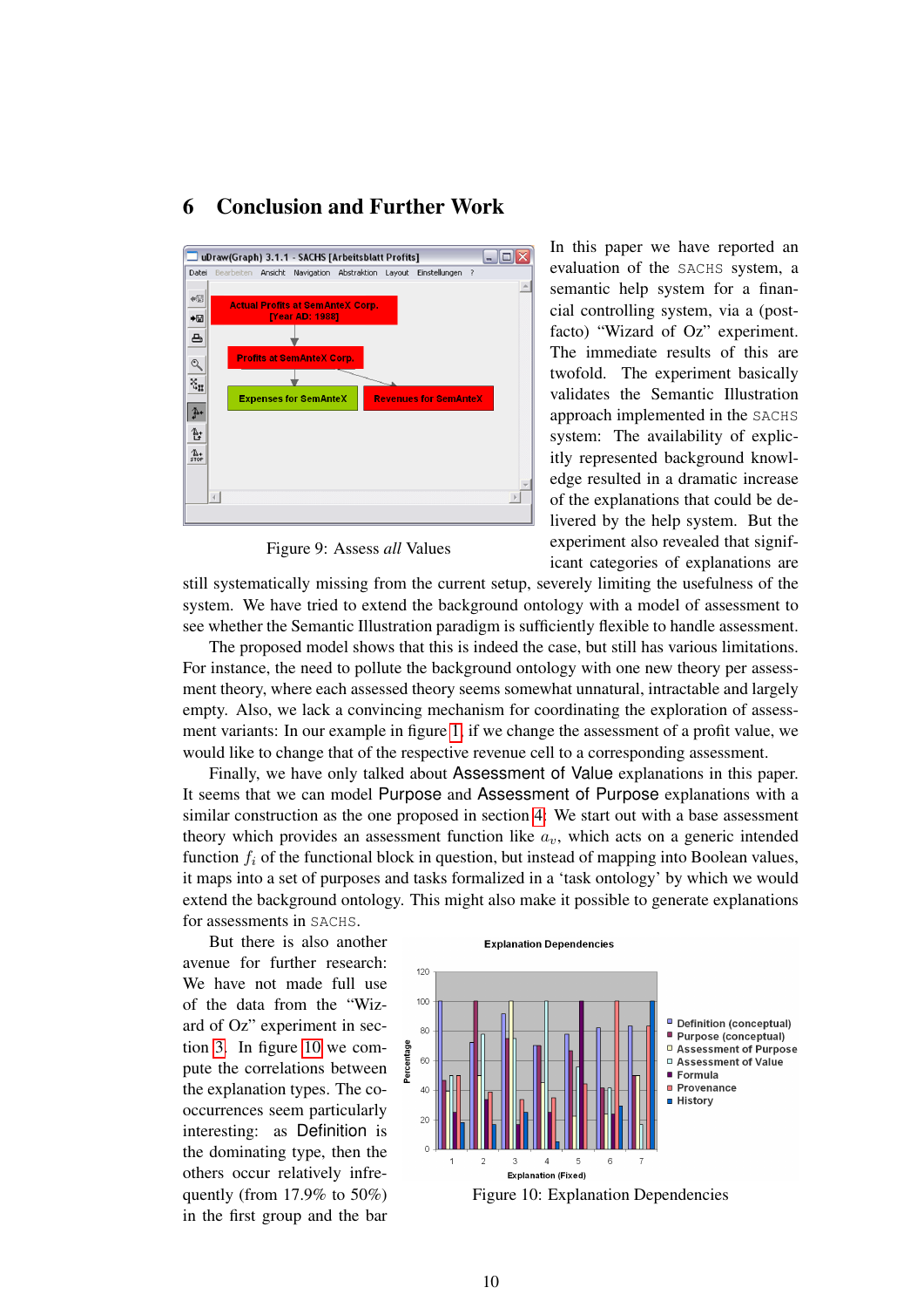## 6 Conclusion and Further Work

Figure 9: Assess *all* Values

In this paper we have reported an evaluation of the SACHS system, a semantic help system for a financial controlling system, via a (post-facto) "Wizard of Oz" experiment. The immediate results of this are twofold. The experiment basically validates the Semantic Illustration approach implemented in the SACHS system: The availability of explicitly represented background knowledge resulted in a dramatic increase of the explanations that could be delivered by the help system. But the experiment also revealed that significant categories of explanations are still systematically missing from the current setup, severely limiting the usefulness of the system. We have tried to extend the background ontology with a model of assessment to see whether the Semantic Illustration paradigm is sufficiently flexible to handle assessment.

The proposed model shows that this is indeed the case, but still has various limitations. For instance, the need to pollute the background ontology with one new theory per assessment theory, where each assessed theory seems somewhat unnatural, intractable and largely empty. Also, we lack a convincing mechanism for coordinating the exploration of assessment variants: In our example in figure 1, if we change the assessment of a profit value, we would like to change that of the respective revenue cell to a corresponding assessment.

Finally, we have only talked about Assessment of Value explanations in this paper. It seems that we can model Purpose and Assessment of Purpose explanations with a similar construction as the one proposed in section 4: We start out with a base assessment theory which provides an assessment function like $a_v$, which acts on a generic intended function $f_i$ of the functional block in question, but instead of mapping into Boolean values, it maps into a set of purposes and tasks formalized in a 'task ontology' by which we would extend the background ontology. This might also make it possible to generate explanations for assessments in SACHS.

But there is also another avenue for further research: We have not made full use of the data from the "Wizard of Oz" experiment in section 3. In figure 10 we compute the correlations between the explanation types. The co-occurrences seem particularly interesting: as Definition is the dominating type, then the others occur relatively infrequently (from 17.9% to 50%) in the first group and the bar

Figure 10: Explanation Dependencies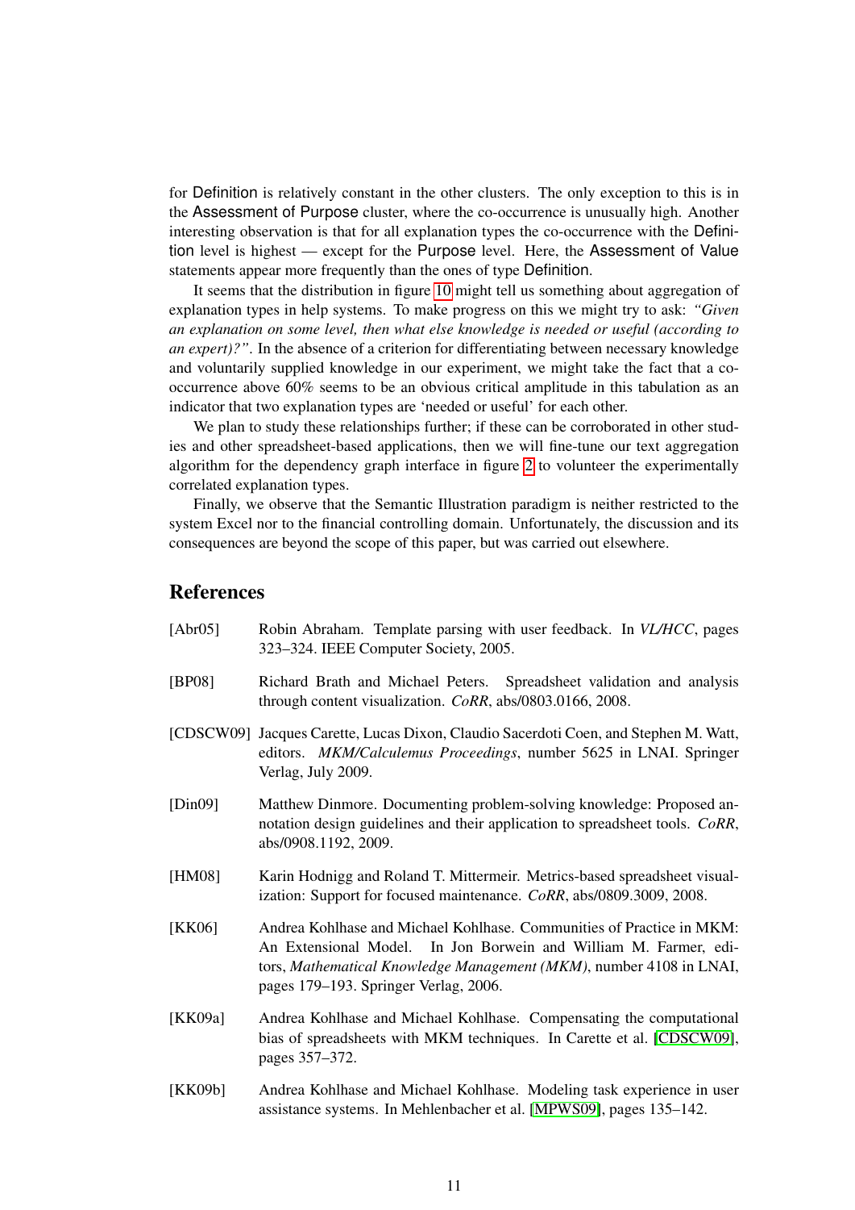for Definition is relatively constant in the other clusters. The only exception to this is in the Assessment of Purpose cluster, where the co-occurrence is unusually high. Another interesting observation is that for all explanation types the co-occurrence with the Definition level is highest — except for the Purpose level. Here, the Assessment of Value statements appear more frequently than the ones of type Definition.

It seems that the distribution in figure 10 might tell us something about aggregation of explanation types in help systems. To make progress on this we might try to ask: *"Given an explanation on some level, then what else knowledge is needed or useful (according to an expert)?"*. In the absence of a criterion for differentiating between necessary knowledge and voluntarily supplied knowledge in our experiment, we might take the fact that a co-occurrence above 60% seems to be an obvious critical amplitude in this tabulation as an indicator that two explanation types are 'needed or useful' for each other.

We plan to study these relationships further; if these can be corroborated in other studies and other spreadsheet-based applications, then we will fine-tune our text aggregation algorithm for the dependency graph interface in figure 2 to volunteer the experimentally correlated explanation types.

Finally, we observe that the Semantic Illustration paradigm is neither restricted to the system Excel nor to the financial controlling domain. Unfortunately, the discussion and its consequences are beyond the scope of this paper, but was carried out elsewhere.

## References

[Abr05] Robin Abraham. Template parsing with user feedback. In *VL/HCC*, pages 323–324. IEEE Computer Society, 2005.

[BP08] Richard Brath and Michael Peters. Spreadsheet validation and analysis through content visualization. *CoRR*, abs/0803.0166, 2008.

[CDSCW09] Jacques Carette, Lucas Dixon, Claudio Sacerdoti Coen, and Stephen M. Watt, editors. *MKM/Calculemus Proceedings*, number 5625 in LNAI. Springer Verlag, July 2009.

[Din09] Matthew Dinmore. Documenting problem-solving knowledge: Proposed annotation design guidelines and their application to spreadsheet tools. *CoRR*, abs/0908.1192, 2009.

[HM08] Karin Hodnigg and Roland T. Mittermeir. Metrics-based spreadsheet visualization: Support for focused maintenance. *CoRR*, abs/0809.3009, 2008.

[KK06] Andrea Kohlhase and Michael Kohlhase. Communities of Practice in MKM: An Extensional Model. In Jon Borwein and William M. Farmer, editors, *Mathematical Knowledge Management (MKM)*, number 4108 in LNAI, pages 179–193. Springer Verlag, 2006.

[KK09a] Andrea Kohlhase and Michael Kohlhase. Compensating the computational bias of spreadsheets with MKM techniques. In Carette et al. [CDSCW09], pages 357–372.

[KK09b] Andrea Kohlhase and Michael Kohlhase. Modeling task experience in user assistance systems. In Mehlenbacher et al. [MPWS09], pages 135–142.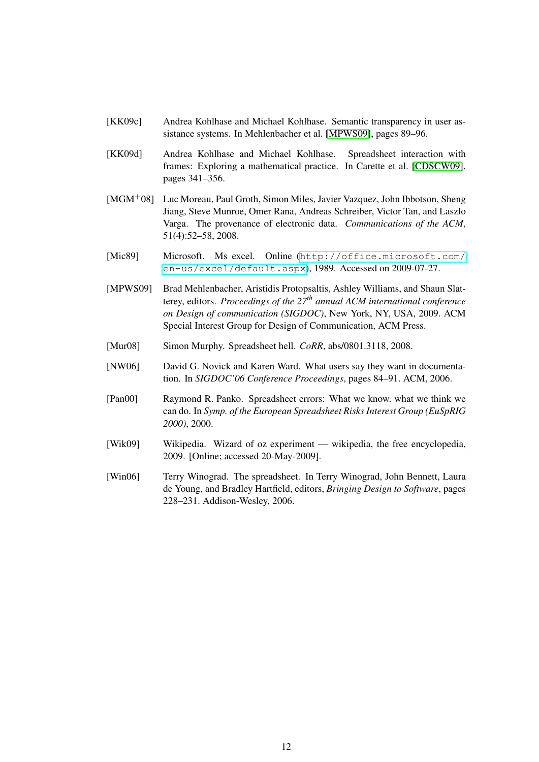[KK09c] Andrea Kohlhase and Michael Kohlhase. Semantic transparency in user assistance systems. In Mehlenbacher et al. [MPWS09], pages 89–96.

[KK09d] Andrea Kohlhase and Michael Kohlhase. Spreadsheet interaction with frames: Exploring a mathematical practice. In Carette et al. [CDSCW09], pages 341–356.

[MGM+08] Luc Moreau, Paul Groth, Simon Miles, Javier Vazquez, John Ibbotson, Sheng Jiang, Steve Munroe, Omer Rana, Andreas Schreiber, Victor Tan, and Laszlo Varga. The provenance of electronic data. *Communications of the ACM*, 51(4):52–58, 2008.

[Mic89] Microsoft. Ms excel. Online (`http://office.microsoft.com/en-us/excel/default.aspx`), 1989. Accessed on 2009-07-27.

[MPWS09] Brad Mehlenbacher, Aristidis Protopsaltis, Ashley Williams, and Shaun Slatterey, editors. *Proceedings of the 27th annual ACM international conference on Design of communication (SIGDOC)*, New York, NY, USA, 2009. ACM Special Interest Group for Design of Communication, ACM Press.

[Mur08] Simon Murphy. Spreadsheet hell. *CoRR*, abs/0801.3118, 2008.

[NW06] David G. Novick and Karen Ward. What users say they want in documentation. In *SIGDOC'06 Conference Proceedings*, pages 84–91. ACM, 2006.

[Pan00] Raymond R. Panko. Spreadsheet errors: What we know. what we think we can do. In *Symp. of the European Spreadsheet Risks Interest Group (EuSpRIG 2000)*, 2000.

[Wik09] Wikipedia. Wizard of oz experiment — wikipedia, the free encyclopedia, 2009. [Online; accessed 20-May-2009].

[Win06] Terry Winograd. The spreadsheet. In Terry Winograd, John Bennett, Laura de Young, and Bradley Hartfield, editors, *Bringing Design to Software*, pages 228–231. Addison-Wesley, 2006.